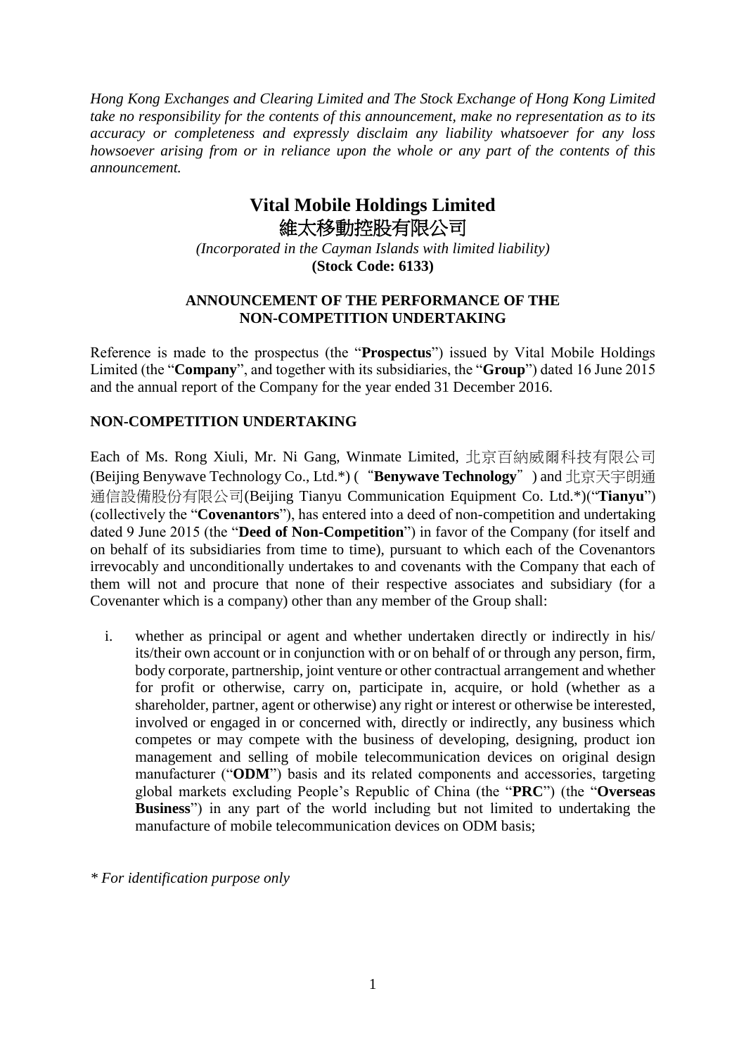*Hong Kong Exchanges and Clearing Limited and The Stock Exchange of Hong Kong Limited take no responsibility for the contents of this announcement, make no representation as to its accuracy or completeness and expressly disclaim any liability whatsoever for any loss howsoever arising from or in reliance upon the whole or any part of the contents of this announcement.*

# Vital Mobile Holdings Limited
# 維太移動控股有限公司

*(Incorporated in the Cayman Islands with limited liability)*
**(Stock Code: 6133)**

## ANNOUNCEMENT OF THE PERFORMANCE OF THE NON-COMPETITION UNDERTAKING

Reference is made to the prospectus (the "**Prospectus**") issued by Vital Mobile Holdings Limited (the "**Company**", and together with its subsidiaries, the "**Group**") dated 16 June 2015 and the annual report of the Company for the year ended 31 December 2016.

### NON-COMPETITION UNDERTAKING

Each of Ms. Rong Xiuli, Mr. Ni Gang, Winmate Limited, 北京百納威爾科技有限公司 (Beijing Benywave Technology Co., Ltd.*) ("**Benywave Technology**") and 北京天宇朗通通信設備股份有限公司(Beijing Tianyu Communication Equipment Co. Ltd.*)("**Tianyu**") (collectively the "**Covenantors**"), has entered into a deed of non-competition and undertaking dated 9 June 2015 (the "**Deed of Non-Competition**") in favor of the Company (for itself and on behalf of its subsidiaries from time to time), pursuant to which each of the Covenantors irrevocably and unconditionally undertakes to and covenants with the Company that each of them will not and procure that none of their respective associates and subsidiary (for a Covenanter which is a company) other than any member of the Group shall:

i. whether as principal or agent and whether undertaken directly or indirectly in his/ its/their own account or in conjunction with or on behalf of or through any person, firm, body corporate, partnership, joint venture or other contractual arrangement and whether for profit or otherwise, carry on, participate in, acquire, or hold (whether as a shareholder, partner, agent or otherwise) any right or interest or otherwise be interested, involved or engaged in or concerned with, directly or indirectly, any business which competes or may compete with the business of developing, designing, product ion management and selling of mobile telecommunication devices on original design manufacturer ("**ODM**") basis and its related components and accessories, targeting global markets excluding People's Republic of China (the "**PRC**") (the "**Overseas Business**") in any part of the world including but not limited to undertaking the manufacture of mobile telecommunication devices on ODM basis;

*\* For identification purpose only*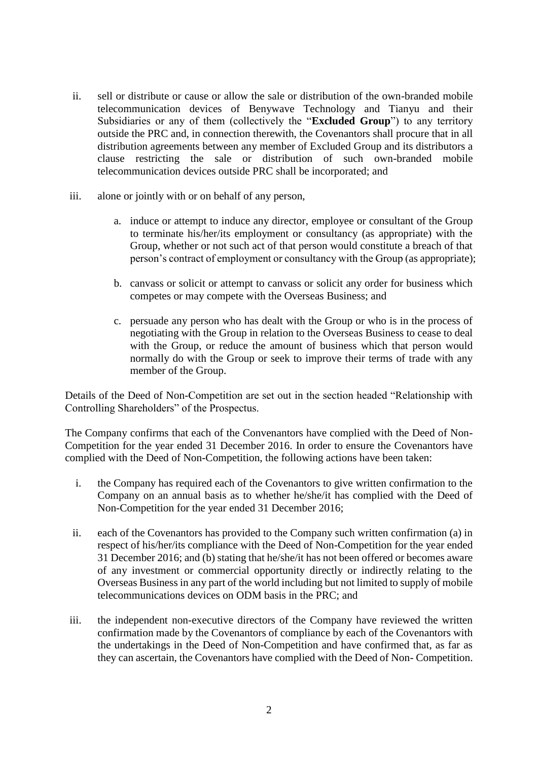ii. sell or distribute or cause or allow the sale or distribution of the own-branded mobile telecommunication devices of Benywave Technology and Tianyu and their Subsidiaries or any of them (collectively the "**Excluded Group**") to any territory outside the PRC and, in connection therewith, the Covenantors shall procure that in all distribution agreements between any member of Excluded Group and its distributors a clause restricting the sale or distribution of such own-branded mobile telecommunication devices outside PRC shall be incorporated; and

iii. alone or jointly with or on behalf of any person,

   a. induce or attempt to induce any director, employee or consultant of the Group to terminate his/her/its employment or consultancy (as appropriate) with the Group, whether or not such act of that person would constitute a breach of that person's contract of employment or consultancy with the Group (as appropriate);

   b. canvass or solicit or attempt to canvass or solicit any order for business which competes or may compete with the Overseas Business; and

   c. persuade any person who has dealt with the Group or who is in the process of negotiating with the Group in relation to the Overseas Business to cease to deal with the Group, or reduce the amount of business which that person would normally do with the Group or seek to improve their terms of trade with any member of the Group.

Details of the Deed of Non-Competition are set out in the section headed "Relationship with Controlling Shareholders" of the Prospectus.

The Company confirms that each of the Convenantors have complied with the Deed of Non-Competition for the year ended 31 December 2016. In order to ensure the Covenantors have complied with the Deed of Non-Competition, the following actions have been taken:

i. the Company has required each of the Covenantors to give written confirmation to the Company on an annual basis as to whether he/she/it has complied with the Deed of Non-Competition for the year ended 31 December 2016;

ii. each of the Covenantors has provided to the Company such written confirmation (a) in respect of his/her/its compliance with the Deed of Non-Competition for the year ended 31 December 2016; and (b) stating that he/she/it has not been offered or becomes aware of any investment or commercial opportunity directly or indirectly relating to the Overseas Business in any part of the world including but not limited to supply of mobile telecommunications devices on ODM basis in the PRC; and

iii. the independent non-executive directors of the Company have reviewed the written confirmation made by the Covenantors of compliance by each of the Covenantors with the undertakings in the Deed of Non-Competition and have confirmed that, as far as they can ascertain, the Covenantors have complied with the Deed of Non- Competition.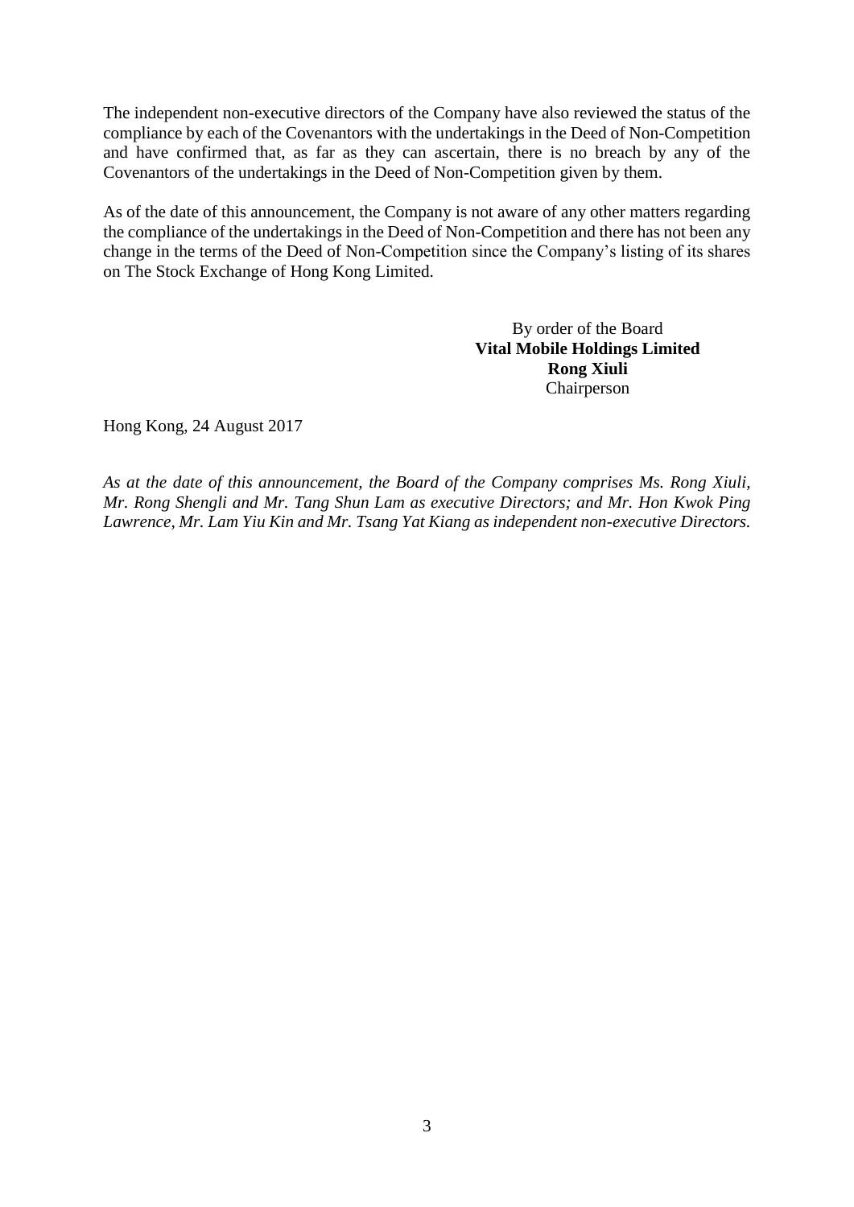The independent non-executive directors of the Company have also reviewed the status of the compliance by each of the Covenantors with the undertakings in the Deed of Non-Competition and have confirmed that, as far as they can ascertain, there is no breach by any of the Covenantors of the undertakings in the Deed of Non-Competition given by them.

As of the date of this announcement, the Company is not aware of any other matters regarding the compliance of the undertakings in the Deed of Non-Competition and there has not been any change in the terms of the Deed of Non-Competition since the Company's listing of its shares on The Stock Exchange of Hong Kong Limited.

By order of the Board
**Vital Mobile Holdings Limited**
**Rong Xiuli**
Chairperson

Hong Kong, 24 August 2017

*As at the date of this announcement, the Board of the Company comprises Ms. Rong Xiuli, Mr. Rong Shengli and Mr. Tang Shun Lam as executive Directors; and Mr. Hon Kwok Ping Lawrence, Mr. Lam Yiu Kin and Mr. Tsang Yat Kiang as independent non-executive Directors.*